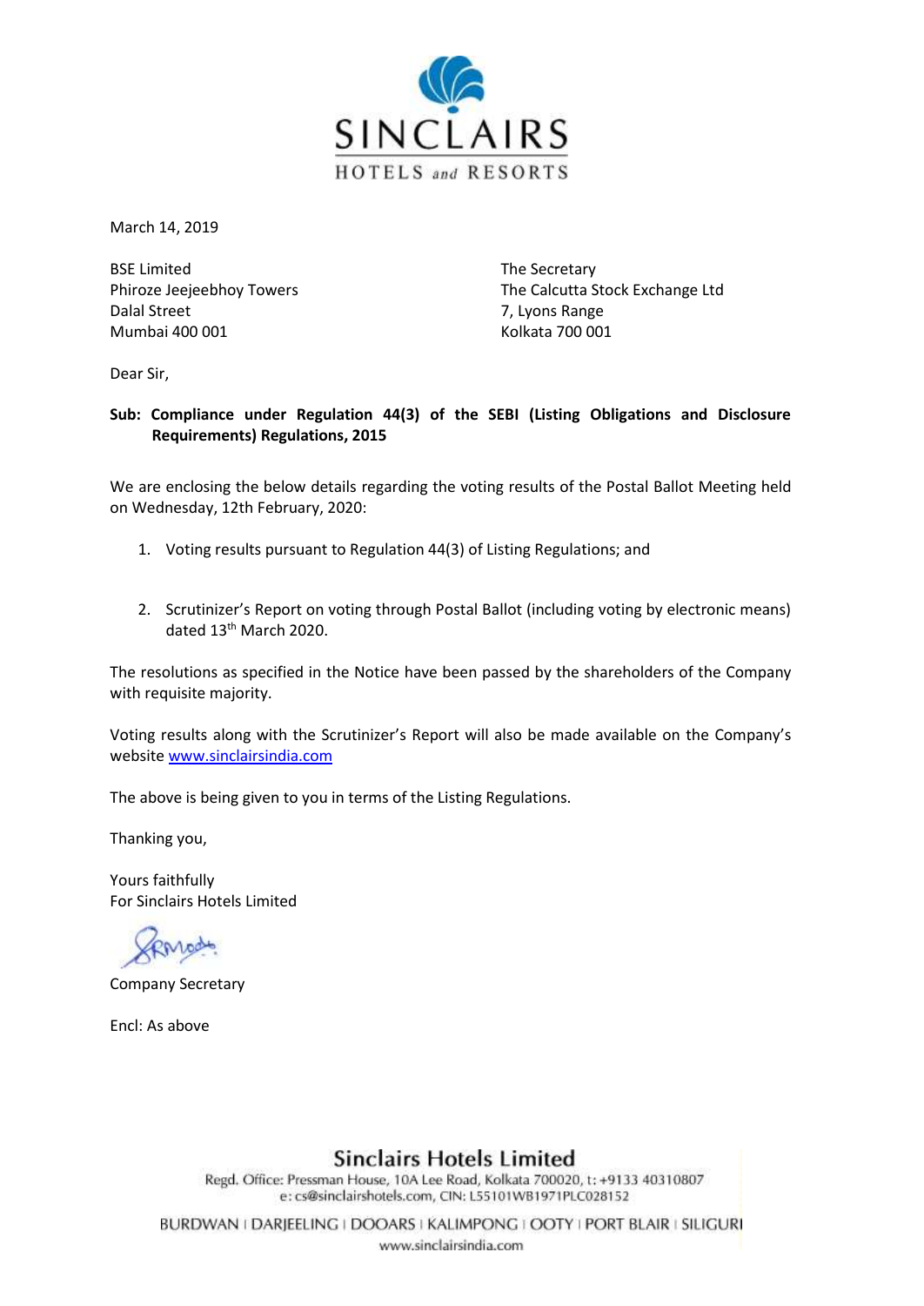# SINCLAIRS
HOTELS *and* RESORTS

March 14, 2019

BSE Limited  
Phiroze Jeejeebhoy Towers  
Dalal Street  
Mumbai 400 001

The Secretary  
The Calcutta Stock Exchange Ltd  
7, Lyons Range  
Kolkata 700 001

Dear Sir,

**Sub: Compliance under Regulation 44(3) of the SEBI (Listing Obligations and Disclosure Requirements) Regulations, 2015**

We are enclosing the below details regarding the voting results of the Postal Ballot Meeting held on Wednesday, 12th February, 2020:

1. Voting results pursuant to Regulation 44(3) of Listing Regulations; and
2. Scrutinizer's Report on voting through Postal Ballot (including voting by electronic means) dated 13th March 2020.

The resolutions as specified in the Notice have been passed by the shareholders of the Company with requisite majority.

Voting results along with the Scrutinizer's Report will also be made available on the Company's website www.sinclairsindia.com

The above is being given to you in terms of the Listing Regulations.

Thanking you,

Yours faithfully  
For Sinclairs Hotels Limited

Company Secretary

Encl: As above

**Sinclairs Hotels Limited**  
Regd. Office: Pressman House, 10A Lee Road, Kolkata 700020, t: +9133 40310807  
e: cs@sinclairshotels.com, CIN: L55101WB1971PLC028152

BURDWAN | DARJEELING | DOOARS | KALIMPONG | OOTY | PORT BLAIR | SILIGURI  
www.sinclairsindia.com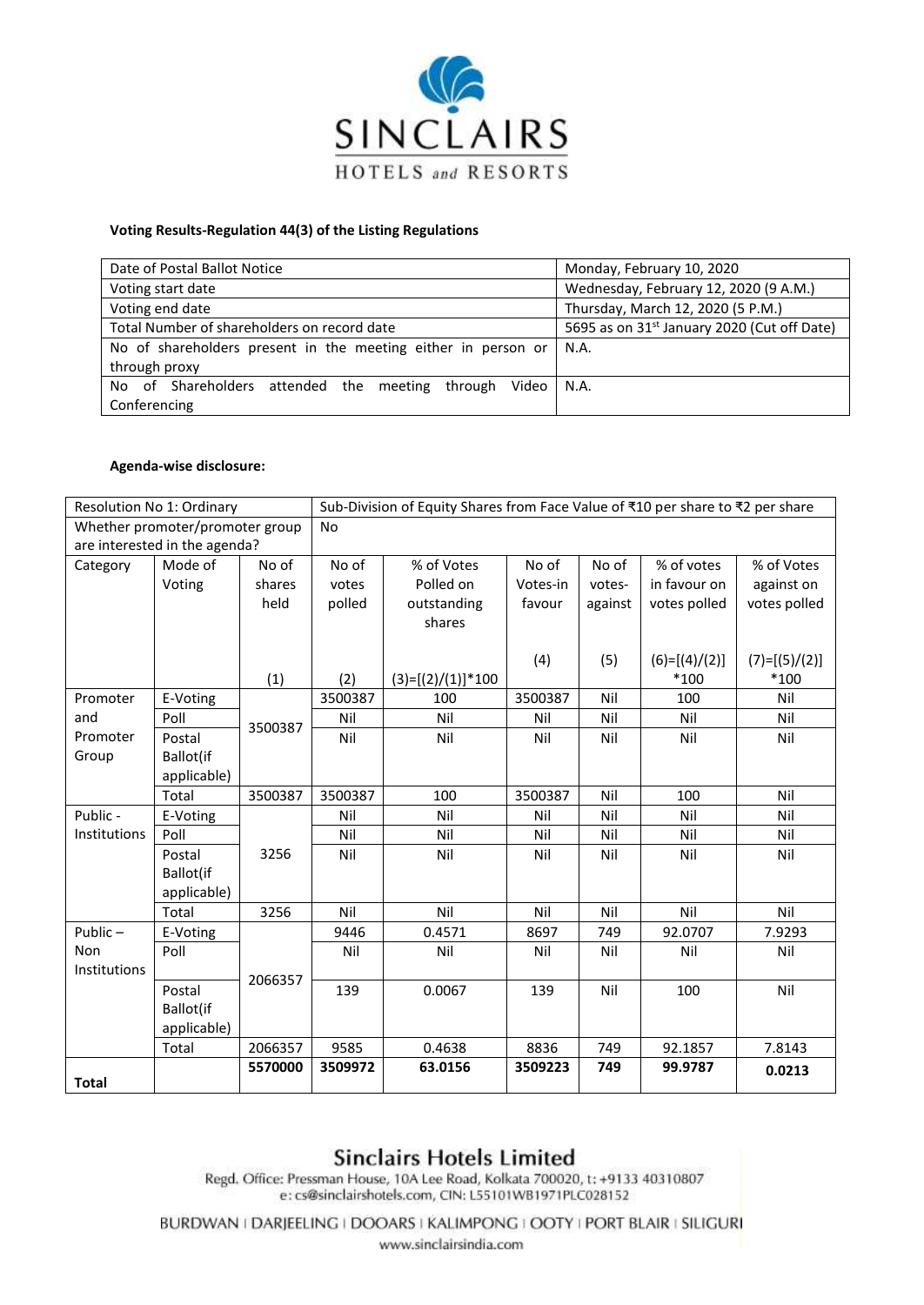**Voting Results-Regulation 44(3) of the Listing Regulations**

| | |
|---|---|
| Date of Postal Ballot Notice | Monday, February 10, 2020 |
| Voting start date | Wednesday, February 12, 2020 (9 A.M.) |
| Voting end date | Thursday, March 12, 2020 (5 P.M.) |
| Total Number of shareholders on record date | 5695 as on 31st January 2020 (Cut off Date) |
| No of shareholders present in the meeting either in person or through proxy | N.A. |
| No of Shareholders attended the meeting through Video Conferencing | N.A. |

**Agenda-wise disclosure:**

| Resolution No 1: Ordinary | | Sub-Division of Equity Shares from Face Value of ₹10 per share to ₹2 per share | | | | | | |
|---|---|---|---|---|---|---|---|---|
| Whether promoter/promoter group are interested in the agenda? | | No | | | | | | |
| Category | Mode of Voting | No of shares held<br>(1) | No of votes polled<br>(2) | % of Votes Polled on outstanding shares<br>(3)=[(2)/(1)]*100 | No of Votes-in favour<br>(4) | No of votes-against<br>(5) | % of votes in favour on votes polled<br>(6)=[(4)/(2)]*100 | % of Votes against on votes polled<br>(7)=[(5)/(2)]*100 |
| Promoter and Promoter Group | E-Voting | 3500387 | 3500387 | 100 | 3500387 | Nil | 100 | Nil |
| | Poll | | Nil | Nil | Nil | Nil | Nil | Nil |
| | Postal Ballot(if applicable) | | Nil | Nil | Nil | Nil | Nil | Nil |
| | Total | 3500387 | 3500387 | 100 | 3500387 | Nil | 100 | Nil |
| Public - Institutions | E-Voting | 3256 | Nil | Nil | Nil | Nil | Nil | Nil |
| | Poll | | Nil | Nil | Nil | Nil | Nil | Nil |
| | Postal Ballot(if applicable) | | Nil | Nil | Nil | Nil | Nil | Nil |
| | Total | 3256 | Nil | Nil | Nil | Nil | Nil | Nil |
| Public – Non Institutions | E-Voting | 2066357 | 9446 | 0.4571 | 8697 | 749 | 92.0707 | 7.9293 |
| | Poll | | Nil | Nil | Nil | Nil | Nil | Nil |
| | Postal Ballot(if applicable) | | 139 | 0.0067 | 139 | Nil | 100 | Nil |
| | Total | 2066357 | 9585 | 0.4638 | 8836 | 749 | 92.1857 | 7.8143 |
| **Total** | | **5570000** | **3509972** | **63.0156** | **3509223** | **749** | **99.9787** | **0.0213** |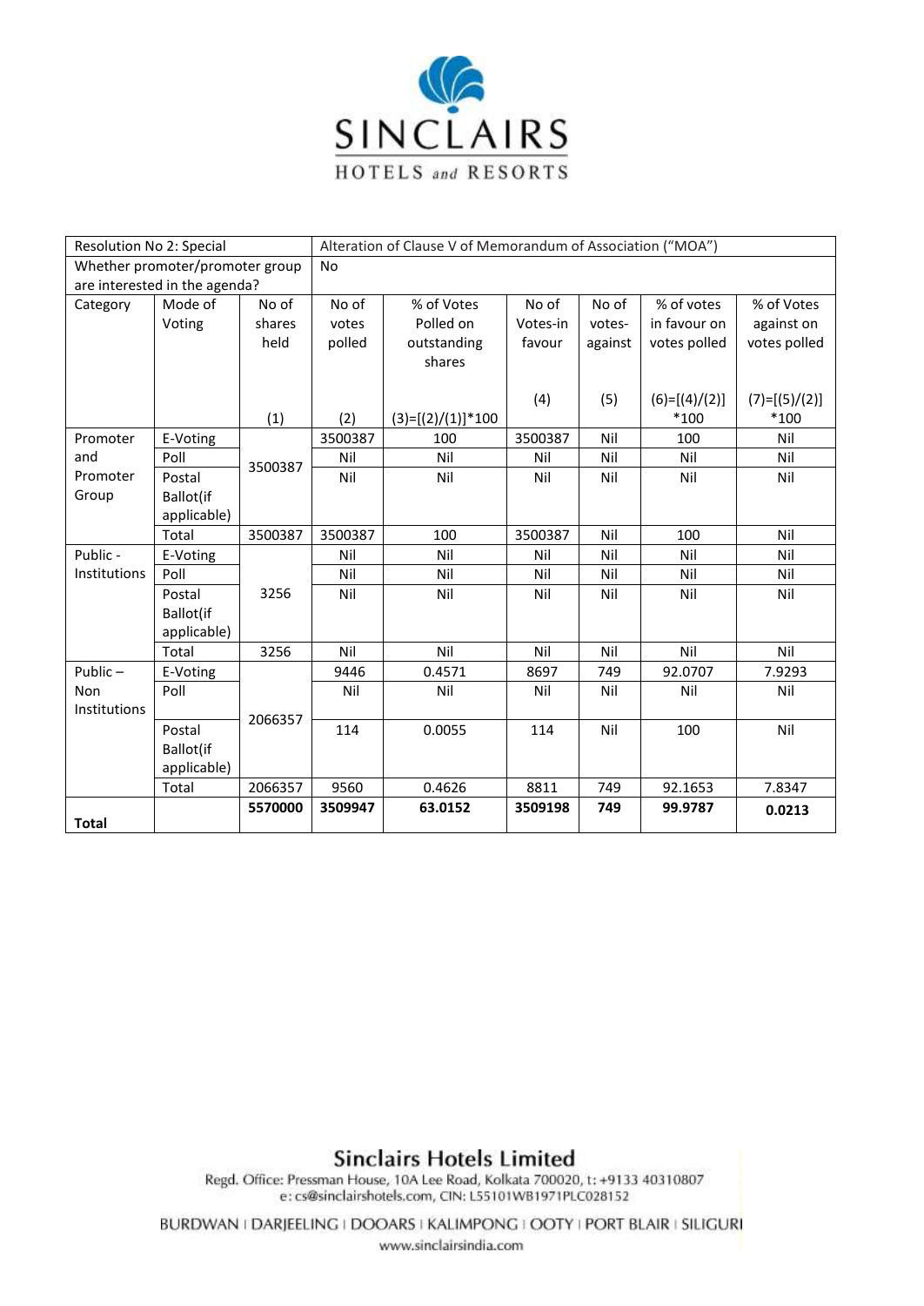| Resolution No 2: Special | | | Alteration of Clause V of Memorandum of Association ("MOA") | | | | | |
|---|---|---|---|---|---|---|---|---|
| Whether promoter/promoter group are interested in the agenda? | | | No | | | | | |
| Category | Mode of Voting | No of shares held<br>(1) | No of votes polled<br>(2) | % of Votes Polled on outstanding shares<br>(3)=[(2)/(1)]*100 | No of Votes-in favour<br>(4) | No of votes-against<br>(5) | % of votes in favour on votes polled<br>(6)=[(4)/(2)]*100 | % of Votes against on votes polled<br>(7)=[(5)/(2)]*100 |
| Promoter and Promoter Group | E-Voting | 3500387 | 3500387 | 100 | 3500387 | Nil | 100 | Nil |
| | Poll | | Nil | Nil | Nil | Nil | Nil | Nil |
| | Postal Ballot(if applicable) | | Nil | Nil | Nil | Nil | Nil | Nil |
| | Total | 3500387 | 3500387 | 100 | 3500387 | Nil | 100 | Nil |
| Public - Institutions | E-Voting | 3256 | Nil | Nil | Nil | Nil | Nil | Nil |
| | Poll | | Nil | Nil | Nil | Nil | Nil | Nil |
| | Postal Ballot(if applicable) | | Nil | Nil | Nil | Nil | Nil | Nil |
| | Total | 3256 | Nil | Nil | Nil | Nil | Nil | Nil |
| Public – Non Institutions | E-Voting | 2066357 | 9446 | 0.4571 | 8697 | 749 | 92.0707 | 7.9293 |
| | Poll | | Nil | Nil | Nil | Nil | Nil | Nil |
| | Postal Ballot(if applicable) | | 114 | 0.0055 | 114 | Nil | 100 | Nil |
| | Total | 2066357 | 9560 | 0.4626 | 8811 | 749 | 92.1653 | 7.8347 |
| **Total** | | **5570000** | **3509947** | **63.0152** | **3509198** | **749** | **99.9787** | **0.0213** |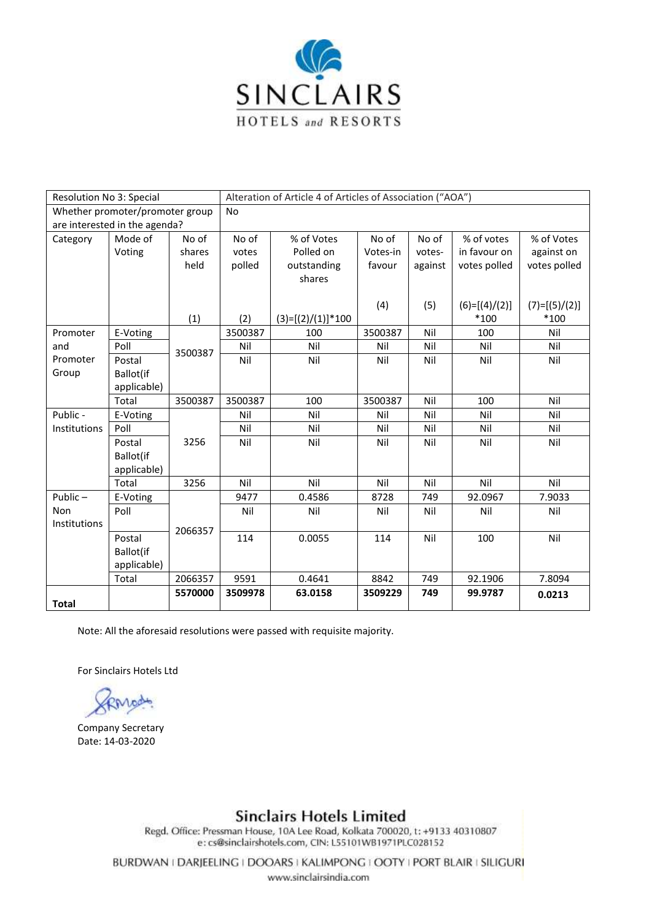**SINCLAIRS**
HOTELS and RESORTS

| Resolution No 3: Special | | | Alteration of Article 4 of Articles of Association ("AOA") | | | | | |
|---|---|---|---|---|---|---|---|---|
| Whether promoter/promoter group are interested in the agenda? | | | No | | | | | |
| Category | Mode of Voting | No of shares held<br>(1) | No of votes polled<br>(2) | % of Votes Polled on outstanding shares<br>(3)=[(2)/(1)]*100 | No of Votes-in favour<br>(4) | No of votes-against<br>(5) | % of votes in favour on votes polled<br>(6)=[(4)/(2)]*100 | % of Votes against on votes polled<br>(7)=[(5)/(2)]*100 |
| Promoter and Promoter Group | E-Voting | 3500387 | 3500387 | 100 | 3500387 | Nil | 100 | Nil |
| | Poll | | Nil | Nil | Nil | Nil | Nil | Nil |
| | Postal Ballot(if applicable) | | Nil | Nil | Nil | Nil | Nil | Nil |
| | Total | 3500387 | 3500387 | 100 | 3500387 | Nil | 100 | Nil |
| Public - Institutions | E-Voting | 3256 | Nil | Nil | Nil | Nil | Nil | Nil |
| | Poll | | Nil | Nil | Nil | Nil | Nil | Nil |
| | Postal Ballot(if applicable) | | Nil | Nil | Nil | Nil | Nil | Nil |
| | Total | 3256 | Nil | Nil | Nil | Nil | Nil | Nil |
| Public – Non Institutions | E-Voting | 2066357 | 9477 | 0.4586 | 8728 | 749 | 92.0967 | 7.9033 |
| | Poll | | Nil | Nil | Nil | Nil | Nil | Nil |
| | Postal Ballot(if applicable) | | 114 | 0.0055 | 114 | Nil | 100 | Nil |
| | Total | 2066357 | 9591 | 0.4641 | 8842 | 749 | 92.1906 | 7.8094 |
| **Total** | | **5570000** | **3509978** | **63.0158** | **3509229** | **749** | **99.9787** | **0.0213** |

Note: All the aforesaid resolutions were passed with requisite majority.

For Sinclairs Hotels Ltd

Company Secretary
Date: 14-03-2020

**Sinclairs Hotels Limited**
Regd. Office: Pressman House, 10A Lee Road, Kolkata 700020, t: +9133 40310807
e: cs@sinclairshotels.com, CIN: L55101WB1971PLC028152

BURDWAN | DARJEELING | DOOARS | KALIMPONG | OOTY | PORT BLAIR | SILIGURI
www.sinclairsindia.com